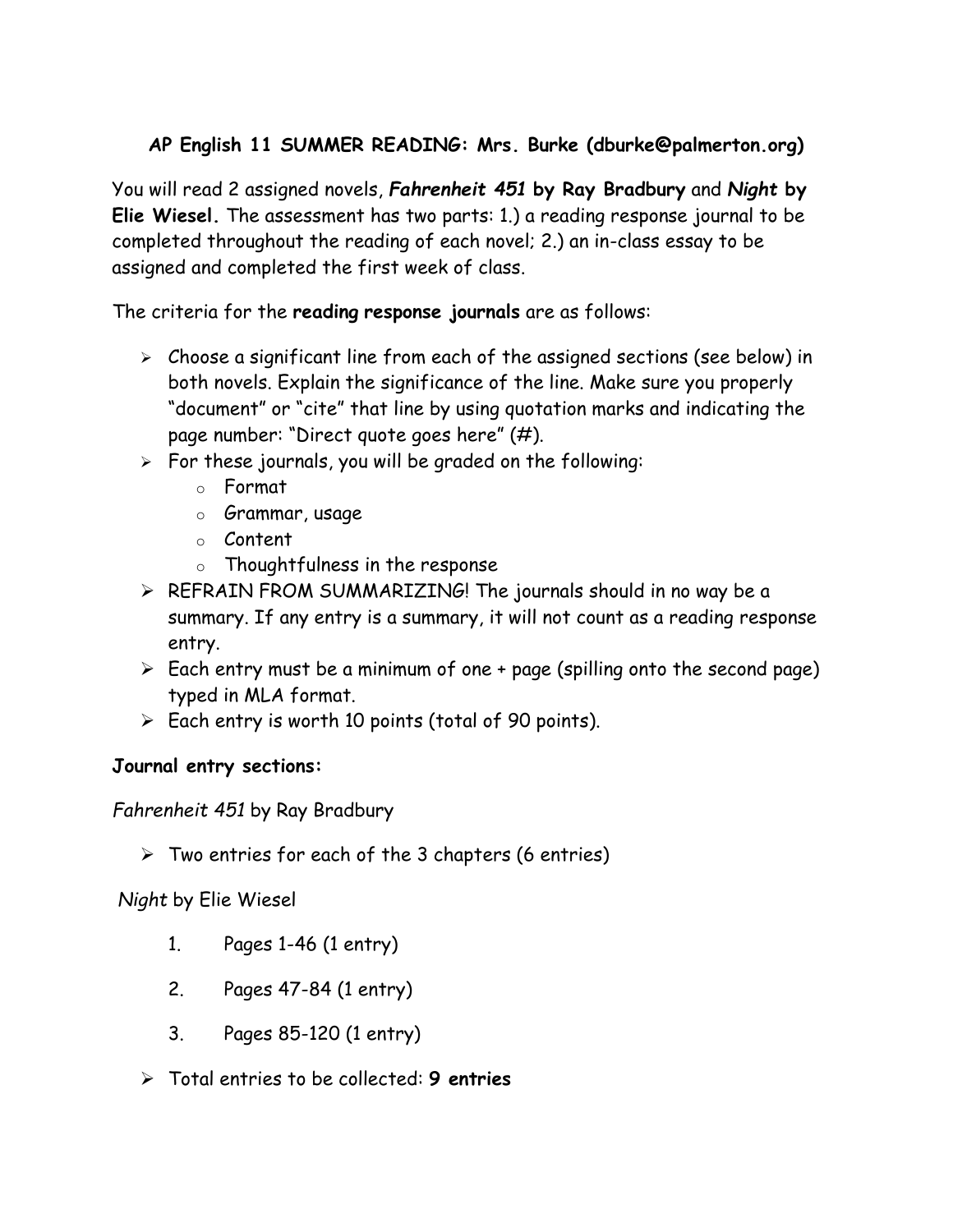# AP English 11 SUMMER READING: Mrs. Burke (dburke@palmerton.org)

You will read 2 assigned novels, ***Fahrenheit 451* by Ray Bradbury** and ***Night* by Elie Wiesel.** The assessment has two parts: 1.) a reading response journal to be completed throughout the reading of each novel; 2.) an in-class essay to be assigned and completed the first week of class.

The criteria for the **reading response journals** are as follows:

- Choose a significant line from each of the assigned sections (see below) in both novels. Explain the significance of the line. Make sure you properly "document" or "cite" that line by using quotation marks and indicating the page number: "Direct quote goes here" (#).
- For these journals, you will be graded on the following:
  - Format
  - Grammar, usage
  - Content
  - Thoughtfulness in the response
- REFRAIN FROM SUMMARIZING! The journals should in no way be a summary. If any entry is a summary, it will not count as a reading response entry.
- Each entry must be a minimum of one + page (spilling onto the second page) typed in MLA format.
- Each entry is worth 10 points (total of 90 points).

**Journal entry sections:**

*Fahrenheit 451* by Ray Bradbury

- Two entries for each of the 3 chapters (6 entries)

*Night* by Elie Wiesel

1. Pages 1-46 (1 entry)
2. Pages 47-84 (1 entry)
3. Pages 85-120 (1 entry)

- Total entries to be collected: **9 entries**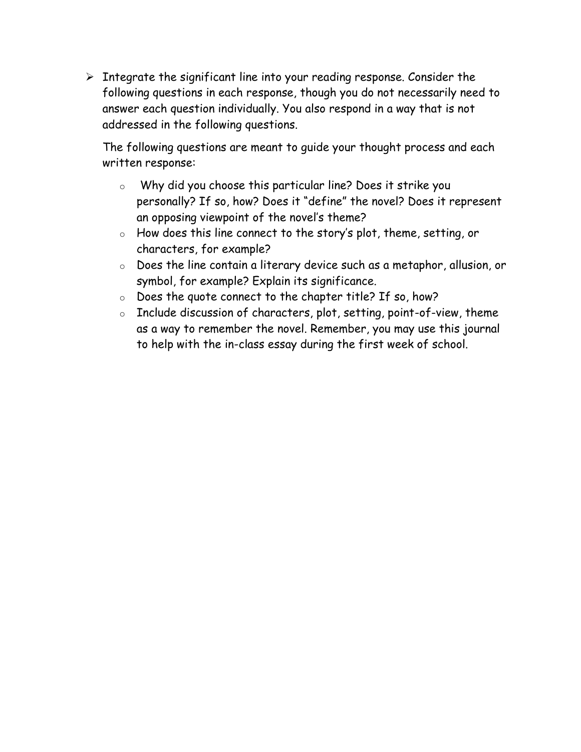- Integrate the significant line into your reading response. Consider the following questions in each response, though you do not necessarily need to answer each question individually. You also respond in a way that is not addressed in the following questions.

  The following questions are meant to guide your thought process and each written response:

  - Why did you choose this particular line? Does it strike you personally? If so, how? Does it "define" the novel? Does it represent an opposing viewpoint of the novel's theme?
  - How does this line connect to the story's plot, theme, setting, or characters, for example?
  - Does the line contain a literary device such as a metaphor, allusion, or symbol, for example? Explain its significance.
  - Does the quote connect to the chapter title? If so, how?
  - Include discussion of characters, plot, setting, point-of-view, theme as a way to remember the novel. Remember, you may use this journal to help with the in-class essay during the first week of school.